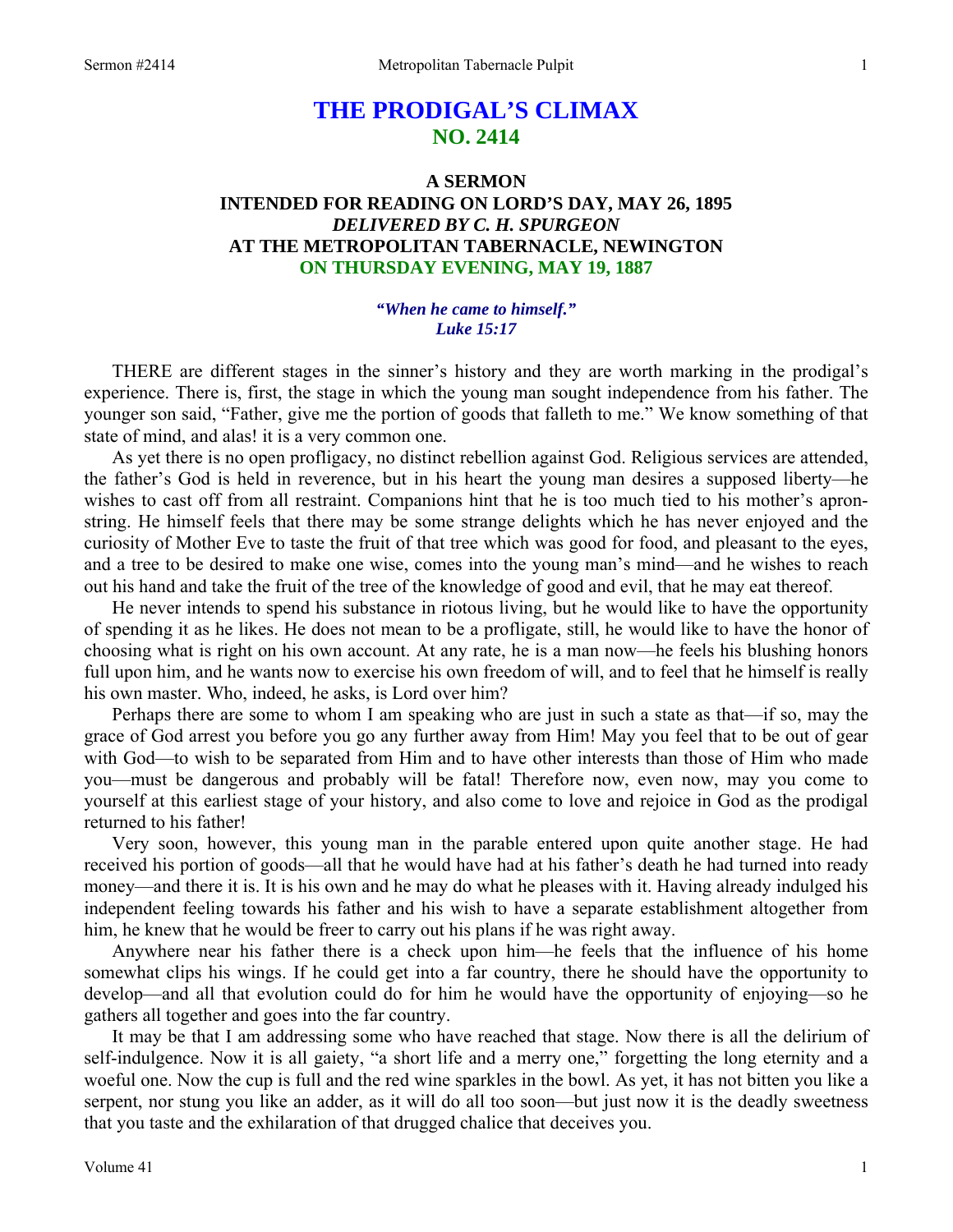# THE PRODIGAL'S CLIMAX
## NO. 2414

### A SERMON
### INTENDED FOR READING ON LORD'S DAY, MAY 26, 1895
### *DELIVERED BY C. H. SPURGEON*
### AT THE METROPOLITAN TABERNACLE, NEWINGTON
### ON THURSDAY EVENING, MAY 19, 1887

***"When he came to himself." Luke 15:17***

THERE are different stages in the sinner's history and they are worth marking in the prodigal's experience. There is, first, the stage in which the young man sought independence from his father. The younger son said, "Father, give me the portion of goods that falleth to me." We know something of that state of mind, and alas! it is a very common one.

As yet there is no open profligacy, no distinct rebellion against God. Religious services are attended, the father's God is held in reverence, but in his heart the young man desires a supposed liberty—he wishes to cast off from all restraint. Companions hint that he is too much tied to his mother's apron-string. He himself feels that there may be some strange delights which he has never enjoyed and the curiosity of Mother Eve to taste the fruit of that tree which was good for food, and pleasant to the eyes, and a tree to be desired to make one wise, comes into the young man's mind—and he wishes to reach out his hand and take the fruit of the tree of the knowledge of good and evil, that he may eat thereof.

He never intends to spend his substance in riotous living, but he would like to have the opportunity of spending it as he likes. He does not mean to be a profligate, still, he would like to have the honor of choosing what is right on his own account. At any rate, he is a man now—he feels his blushing honors full upon him, and he wants now to exercise his own freedom of will, and to feel that he himself is really his own master. Who, indeed, he asks, is Lord over him?

Perhaps there are some to whom I am speaking who are just in such a state as that—if so, may the grace of God arrest you before you go any further away from Him! May you feel that to be out of gear with God—to wish to be separated from Him and to have other interests than those of Him who made you—must be dangerous and probably will be fatal! Therefore now, even now, may you come to yourself at this earliest stage of your history, and also come to love and rejoice in God as the prodigal returned to his father!

Very soon, however, this young man in the parable entered upon quite another stage. He had received his portion of goods—all that he would have had at his father's death he had turned into ready money—and there it is. It is his own and he may do what he pleases with it. Having already indulged his independent feeling towards his father and his wish to have a separate establishment altogether from him, he knew that he would be freer to carry out his plans if he was right away.

Anywhere near his father there is a check upon him—he feels that the influence of his home somewhat clips his wings. If he could get into a far country, there he should have the opportunity to develop—and all that evolution could do for him he would have the opportunity of enjoying—so he gathers all together and goes into the far country.

It may be that I am addressing some who have reached that stage. Now there is all the delirium of self-indulgence. Now it is all gaiety, "a short life and a merry one," forgetting the long eternity and a woeful one. Now the cup is full and the red wine sparkles in the bowl. As yet, it has not bitten you like a serpent, nor stung you like an adder, as it will do all too soon—but just now it is the deadly sweetness that you taste and the exhilaration of that drugged chalice that deceives you.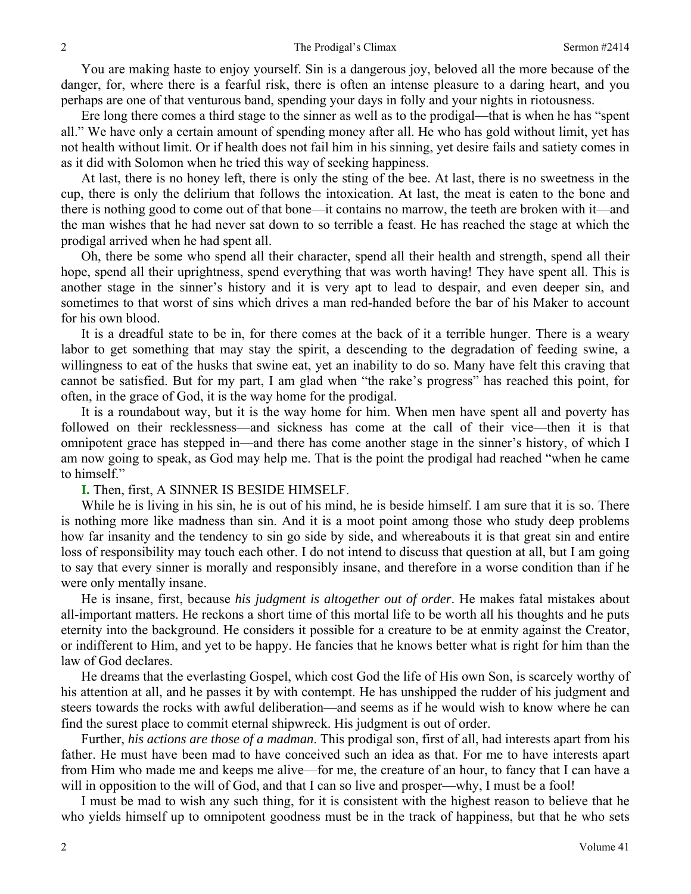You are making haste to enjoy yourself. Sin is a dangerous joy, beloved all the more because of the danger, for, where there is a fearful risk, there is often an intense pleasure to a daring heart, and you perhaps are one of that venturous band, spending your days in folly and your nights in riotousness.

Ere long there comes a third stage to the sinner as well as to the prodigal—that is when he has "spent all." We have only a certain amount of spending money after all. He who has gold without limit, yet has not health without limit. Or if health does not fail him in his sinning, yet desire fails and satiety comes in as it did with Solomon when he tried this way of seeking happiness.

At last, there is no honey left, there is only the sting of the bee. At last, there is no sweetness in the cup, there is only the delirium that follows the intoxication. At last, the meat is eaten to the bone and there is nothing good to come out of that bone—it contains no marrow, the teeth are broken with it—and the man wishes that he had never sat down to so terrible a feast. He has reached the stage at which the prodigal arrived when he had spent all.

Oh, there be some who spend all their character, spend all their health and strength, spend all their hope, spend all their uprightness, spend everything that was worth having! They have spent all. This is another stage in the sinner's history and it is very apt to lead to despair, and even deeper sin, and sometimes to that worst of sins which drives a man red-handed before the bar of his Maker to account for his own blood.

It is a dreadful state to be in, for there comes at the back of it a terrible hunger. There is a weary labor to get something that may stay the spirit, a descending to the degradation of feeding swine, a willingness to eat of the husks that swine eat, yet an inability to do so. Many have felt this craving that cannot be satisfied. But for my part, I am glad when "the rake's progress" has reached this point, for often, in the grace of God, it is the way home for the prodigal.

It is a roundabout way, but it is the way home for him. When men have spent all and poverty has followed on their recklessness—and sickness has come at the call of their vice—then it is that omnipotent grace has stepped in—and there has come another stage in the sinner's history, of which I am now going to speak, as God may help me. That is the point the prodigal had reached "when he came to himself."

**I.** Then, first, A SINNER IS BESIDE HIMSELF.

While he is living in his sin, he is out of his mind, he is beside himself. I am sure that it is so. There is nothing more like madness than sin. And it is a moot point among those who study deep problems how far insanity and the tendency to sin go side by side, and whereabouts it is that great sin and entire loss of responsibility may touch each other. I do not intend to discuss that question at all, but I am going to say that every sinner is morally and responsibly insane, and therefore in a worse condition than if he were only mentally insane.

He is insane, first, because *his judgment is altogether out of order*. He makes fatal mistakes about all-important matters. He reckons a short time of this mortal life to be worth all his thoughts and he puts eternity into the background. He considers it possible for a creature to be at enmity against the Creator, or indifferent to Him, and yet to be happy. He fancies that he knows better what is right for him than the law of God declares.

He dreams that the everlasting Gospel, which cost God the life of His own Son, is scarcely worthy of his attention at all, and he passes it by with contempt. He has unshipped the rudder of his judgment and steers towards the rocks with awful deliberation—and seems as if he would wish to know where he can find the surest place to commit eternal shipwreck. His judgment is out of order.

Further, *his actions are those of a madman*. This prodigal son, first of all, had interests apart from his father. He must have been mad to have conceived such an idea as that. For me to have interests apart from Him who made me and keeps me alive—for me, the creature of an hour, to fancy that I can have a will in opposition to the will of God, and that I can so live and prosper—why, I must be a fool!

I must be mad to wish any such thing, for it is consistent with the highest reason to believe that he who yields himself up to omnipotent goodness must be in the track of happiness, but that he who sets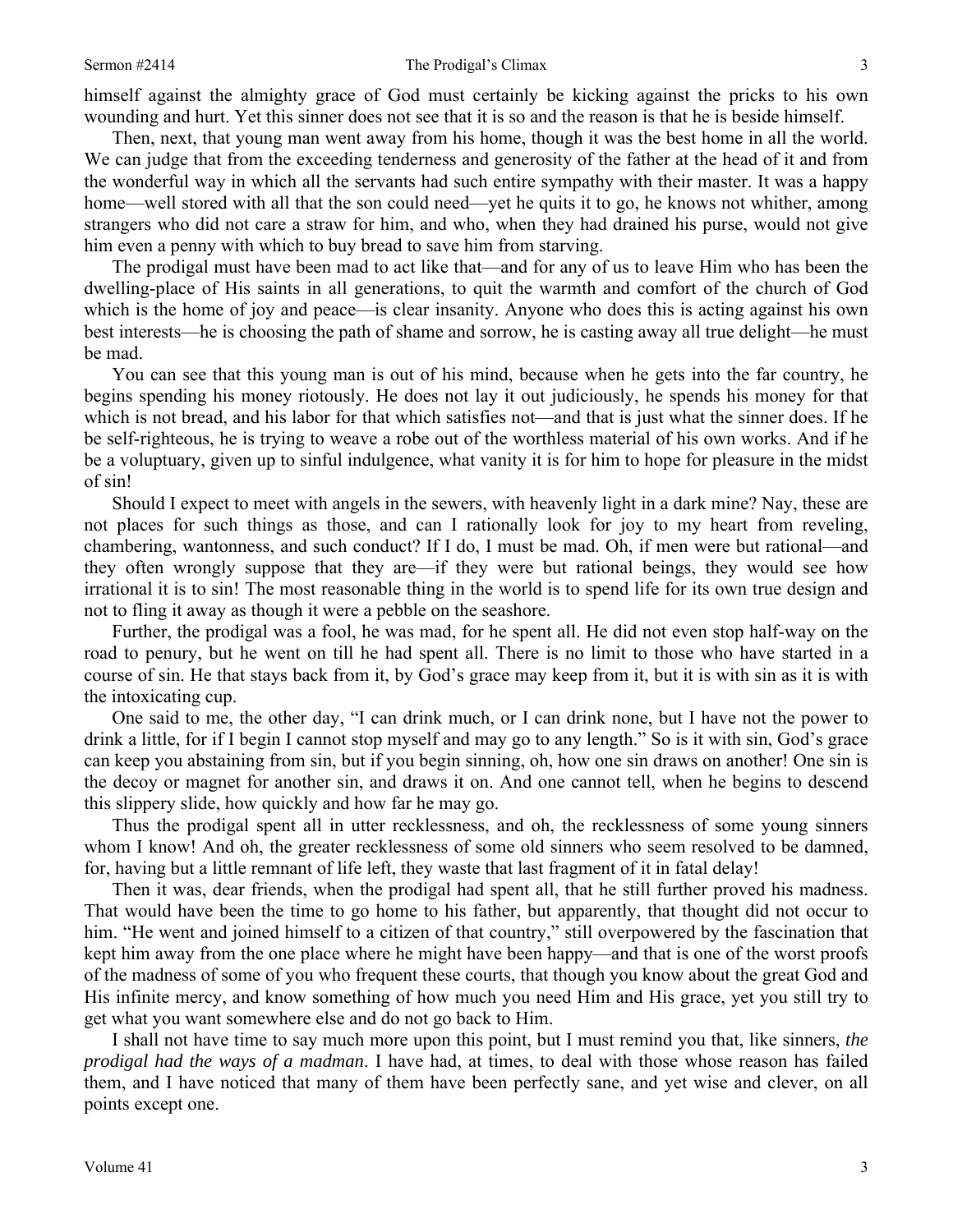himself against the almighty grace of God must certainly be kicking against the pricks to his own wounding and hurt. Yet this sinner does not see that it is so and the reason is that he is beside himself.

Then, next, that young man went away from his home, though it was the best home in all the world. We can judge that from the exceeding tenderness and generosity of the father at the head of it and from the wonderful way in which all the servants had such entire sympathy with their master. It was a happy home—well stored with all that the son could need—yet he quits it to go, he knows not whither, among strangers who did not care a straw for him, and who, when they had drained his purse, would not give him even a penny with which to buy bread to save him from starving.

The prodigal must have been mad to act like that—and for any of us to leave Him who has been the dwelling-place of His saints in all generations, to quit the warmth and comfort of the church of God which is the home of joy and peace—is clear insanity. Anyone who does this is acting against his own best interests—he is choosing the path of shame and sorrow, he is casting away all true delight—he must be mad.

You can see that this young man is out of his mind, because when he gets into the far country, he begins spending his money riotously. He does not lay it out judiciously, he spends his money for that which is not bread, and his labor for that which satisfies not—and that is just what the sinner does. If he be self-righteous, he is trying to weave a robe out of the worthless material of his own works. And if he be a voluptuary, given up to sinful indulgence, what vanity it is for him to hope for pleasure in the midst of sin!

Should I expect to meet with angels in the sewers, with heavenly light in a dark mine? Nay, these are not places for such things as those, and can I rationally look for joy to my heart from reveling, chambering, wantonness, and such conduct? If I do, I must be mad. Oh, if men were but rational—and they often wrongly suppose that they are—if they were but rational beings, they would see how irrational it is to sin! The most reasonable thing in the world is to spend life for its own true design and not to fling it away as though it were a pebble on the seashore.

Further, the prodigal was a fool, he was mad, for he spent all. He did not even stop half-way on the road to penury, but he went on till he had spent all. There is no limit to those who have started in a course of sin. He that stays back from it, by God's grace may keep from it, but it is with sin as it is with the intoxicating cup.

One said to me, the other day, "I can drink much, or I can drink none, but I have not the power to drink a little, for if I begin I cannot stop myself and may go to any length." So is it with sin, God's grace can keep you abstaining from sin, but if you begin sinning, oh, how one sin draws on another! One sin is the decoy or magnet for another sin, and draws it on. And one cannot tell, when he begins to descend this slippery slide, how quickly and how far he may go.

Thus the prodigal spent all in utter recklessness, and oh, the recklessness of some young sinners whom I know! And oh, the greater recklessness of some old sinners who seem resolved to be damned, for, having but a little remnant of life left, they waste that last fragment of it in fatal delay!

Then it was, dear friends, when the prodigal had spent all, that he still further proved his madness. That would have been the time to go home to his father, but apparently, that thought did not occur to him. "He went and joined himself to a citizen of that country," still overpowered by the fascination that kept him away from the one place where he might have been happy—and that is one of the worst proofs of the madness of some of you who frequent these courts, that though you know about the great God and His infinite mercy, and know something of how much you need Him and His grace, yet you still try to get what you want somewhere else and do not go back to Him.

I shall not have time to say much more upon this point, but I must remind you that, like sinners, *the prodigal had the ways of a madman*. I have had, at times, to deal with those whose reason has failed them, and I have noticed that many of them have been perfectly sane, and yet wise and clever, on all points except one.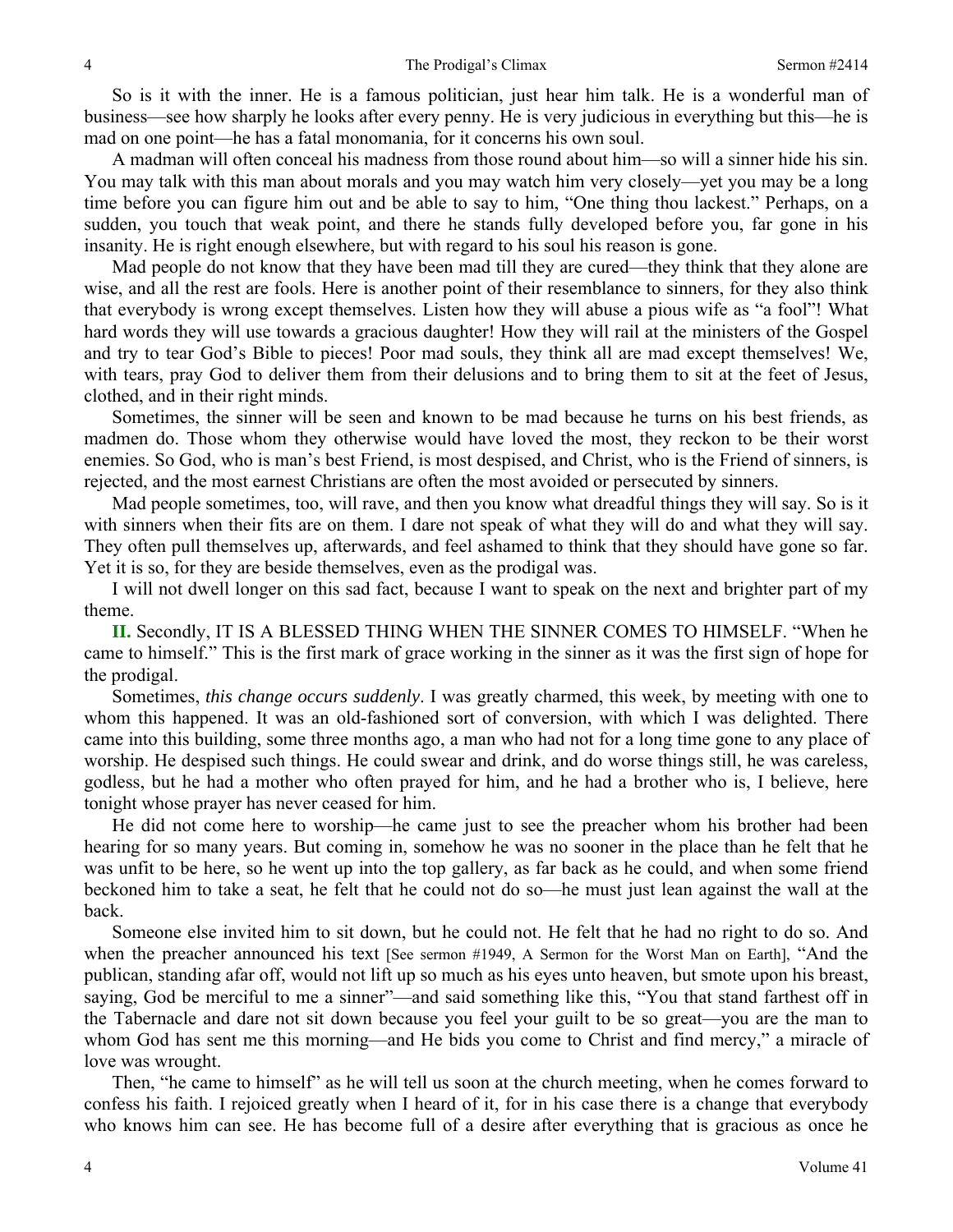So is it with the inner. He is a famous politician, just hear him talk. He is a wonderful man of business—see how sharply he looks after every penny. He is very judicious in everything but this—he is mad on one point—he has a fatal monomania, for it concerns his own soul.

A madman will often conceal his madness from those round about him—so will a sinner hide his sin. You may talk with this man about morals and you may watch him very closely—yet you may be a long time before you can figure him out and be able to say to him, "One thing thou lackest." Perhaps, on a sudden, you touch that weak point, and there he stands fully developed before you, far gone in his insanity. He is right enough elsewhere, but with regard to his soul his reason is gone.

Mad people do not know that they have been mad till they are cured—they think that they alone are wise, and all the rest are fools. Here is another point of their resemblance to sinners, for they also think that everybody is wrong except themselves. Listen how they will abuse a pious wife as "a fool"! What hard words they will use towards a gracious daughter! How they will rail at the ministers of the Gospel and try to tear God's Bible to pieces! Poor mad souls, they think all are mad except themselves! We, with tears, pray God to deliver them from their delusions and to bring them to sit at the feet of Jesus, clothed, and in their right minds.

Sometimes, the sinner will be seen and known to be mad because he turns on his best friends, as madmen do. Those whom they otherwise would have loved the most, they reckon to be their worst enemies. So God, who is man's best Friend, is most despised, and Christ, who is the Friend of sinners, is rejected, and the most earnest Christians are often the most avoided or persecuted by sinners.

Mad people sometimes, too, will rave, and then you know what dreadful things they will say. So is it with sinners when their fits are on them. I dare not speak of what they will do and what they will say. They often pull themselves up, afterwards, and feel ashamed to think that they should have gone so far. Yet it is so, for they are beside themselves, even as the prodigal was.

I will not dwell longer on this sad fact, because I want to speak on the next and brighter part of my theme.

**II.** Secondly, IT IS A BLESSED THING WHEN THE SINNER COMES TO HIMSELF. "When he came to himself." This is the first mark of grace working in the sinner as it was the first sign of hope for the prodigal.

Sometimes, *this change occurs suddenly*. I was greatly charmed, this week, by meeting with one to whom this happened. It was an old-fashioned sort of conversion, with which I was delighted. There came into this building, some three months ago, a man who had not for a long time gone to any place of worship. He despised such things. He could swear and drink, and do worse things still, he was careless, godless, but he had a mother who often prayed for him, and he had a brother who is, I believe, here tonight whose prayer has never ceased for him.

He did not come here to worship—he came just to see the preacher whom his brother had been hearing for so many years. But coming in, somehow he was no sooner in the place than he felt that he was unfit to be here, so he went up into the top gallery, as far back as he could, and when some friend beckoned him to take a seat, he felt that he could not do so—he must just lean against the wall at the back.

Someone else invited him to sit down, but he could not. He felt that he had no right to do so. And when the preacher announced his text [See sermon #1949, A Sermon for the Worst Man on Earth], "And the publican, standing afar off, would not lift up so much as his eyes unto heaven, but smote upon his breast, saying, God be merciful to me a sinner"—and said something like this, "You that stand farthest off in the Tabernacle and dare not sit down because you feel your guilt to be so great—you are the man to whom God has sent me this morning—and He bids you come to Christ and find mercy," a miracle of love was wrought.

Then, "he came to himself" as he will tell us soon at the church meeting, when he comes forward to confess his faith. I rejoiced greatly when I heard of it, for in his case there is a change that everybody who knows him can see. He has become full of a desire after everything that is gracious as once he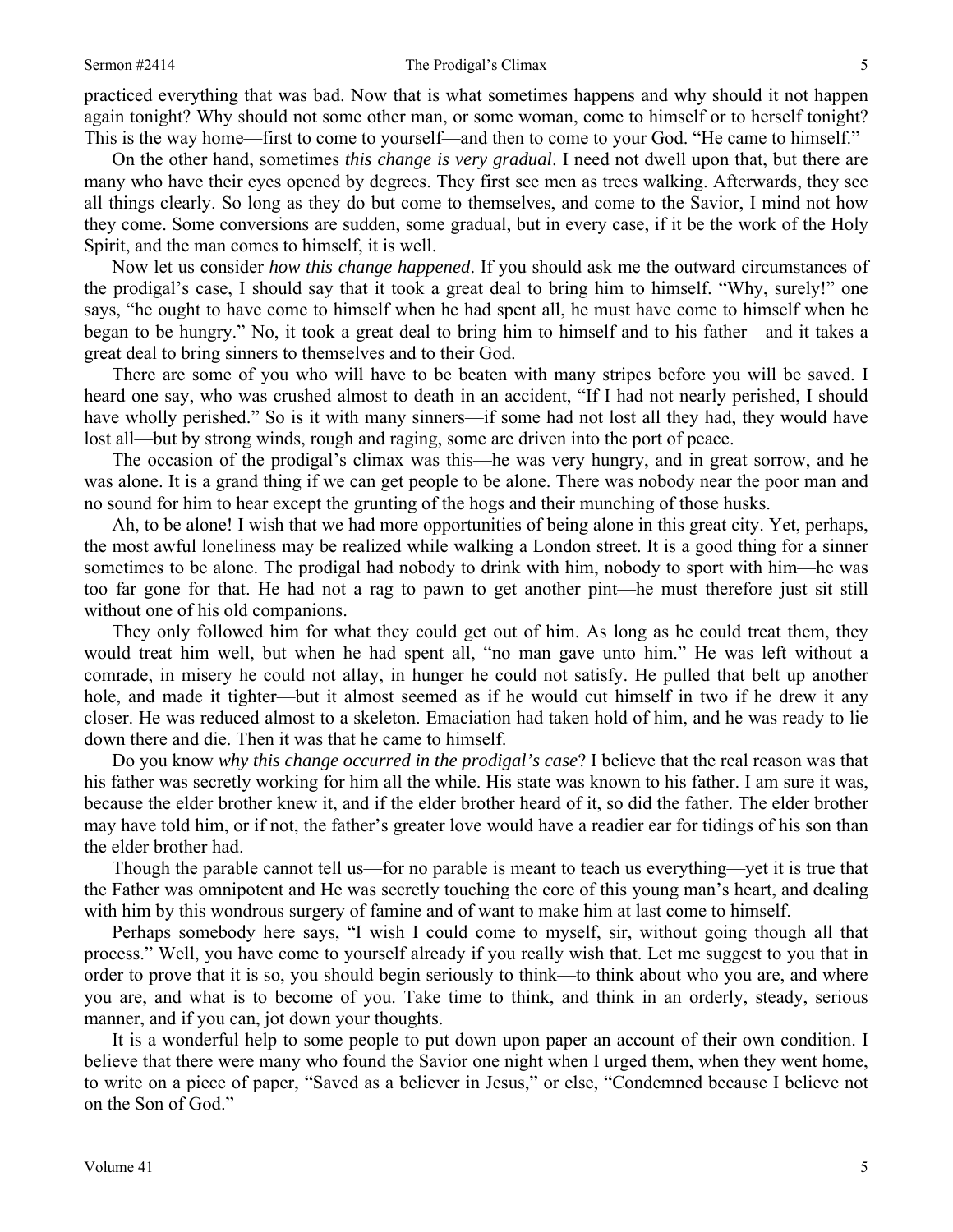practiced everything that was bad. Now that is what sometimes happens and why should it not happen again tonight? Why should not some other man, or some woman, come to himself or to herself tonight? This is the way home—first to come to yourself—and then to come to your God. "He came to himself."

On the other hand, sometimes *this change is very gradual*. I need not dwell upon that, but there are many who have their eyes opened by degrees. They first see men as trees walking. Afterwards, they see all things clearly. So long as they do but come to themselves, and come to the Savior, I mind not how they come. Some conversions are sudden, some gradual, but in every case, if it be the work of the Holy Spirit, and the man comes to himself, it is well.

Now let us consider *how this change happened*. If you should ask me the outward circumstances of the prodigal's case, I should say that it took a great deal to bring him to himself. "Why, surely!" one says, "he ought to have come to himself when he had spent all, he must have come to himself when he began to be hungry." No, it took a great deal to bring him to himself and to his father—and it takes a great deal to bring sinners to themselves and to their God.

There are some of you who will have to be beaten with many stripes before you will be saved. I heard one say, who was crushed almost to death in an accident, "If I had not nearly perished, I should have wholly perished." So is it with many sinners—if some had not lost all they had, they would have lost all—but by strong winds, rough and raging, some are driven into the port of peace.

The occasion of the prodigal's climax was this—he was very hungry, and in great sorrow, and he was alone. It is a grand thing if we can get people to be alone. There was nobody near the poor man and no sound for him to hear except the grunting of the hogs and their munching of those husks.

Ah, to be alone! I wish that we had more opportunities of being alone in this great city. Yet, perhaps, the most awful loneliness may be realized while walking a London street. It is a good thing for a sinner sometimes to be alone. The prodigal had nobody to drink with him, nobody to sport with him—he was too far gone for that. He had not a rag to pawn to get another pint—he must therefore just sit still without one of his old companions.

They only followed him for what they could get out of him. As long as he could treat them, they would treat him well, but when he had spent all, "no man gave unto him." He was left without a comrade, in misery he could not allay, in hunger he could not satisfy. He pulled that belt up another hole, and made it tighter—but it almost seemed as if he would cut himself in two if he drew it any closer. He was reduced almost to a skeleton. Emaciation had taken hold of him, and he was ready to lie down there and die. Then it was that he came to himself.

Do you know *why this change occurred in the prodigal's case*? I believe that the real reason was that his father was secretly working for him all the while. His state was known to his father. I am sure it was, because the elder brother knew it, and if the elder brother heard of it, so did the father. The elder brother may have told him, or if not, the father's greater love would have a readier ear for tidings of his son than the elder brother had.

Though the parable cannot tell us—for no parable is meant to teach us everything—yet it is true that the Father was omnipotent and He was secretly touching the core of this young man's heart, and dealing with him by this wondrous surgery of famine and of want to make him at last come to himself.

Perhaps somebody here says, "I wish I could come to myself, sir, without going though all that process." Well, you have come to yourself already if you really wish that. Let me suggest to you that in order to prove that it is so, you should begin seriously to think—to think about who you are, and where you are, and what is to become of you. Take time to think, and think in an orderly, steady, serious manner, and if you can, jot down your thoughts.

It is a wonderful help to some people to put down upon paper an account of their own condition. I believe that there were many who found the Savior one night when I urged them, when they went home, to write on a piece of paper, "Saved as a believer in Jesus," or else, "Condemned because I believe not on the Son of God."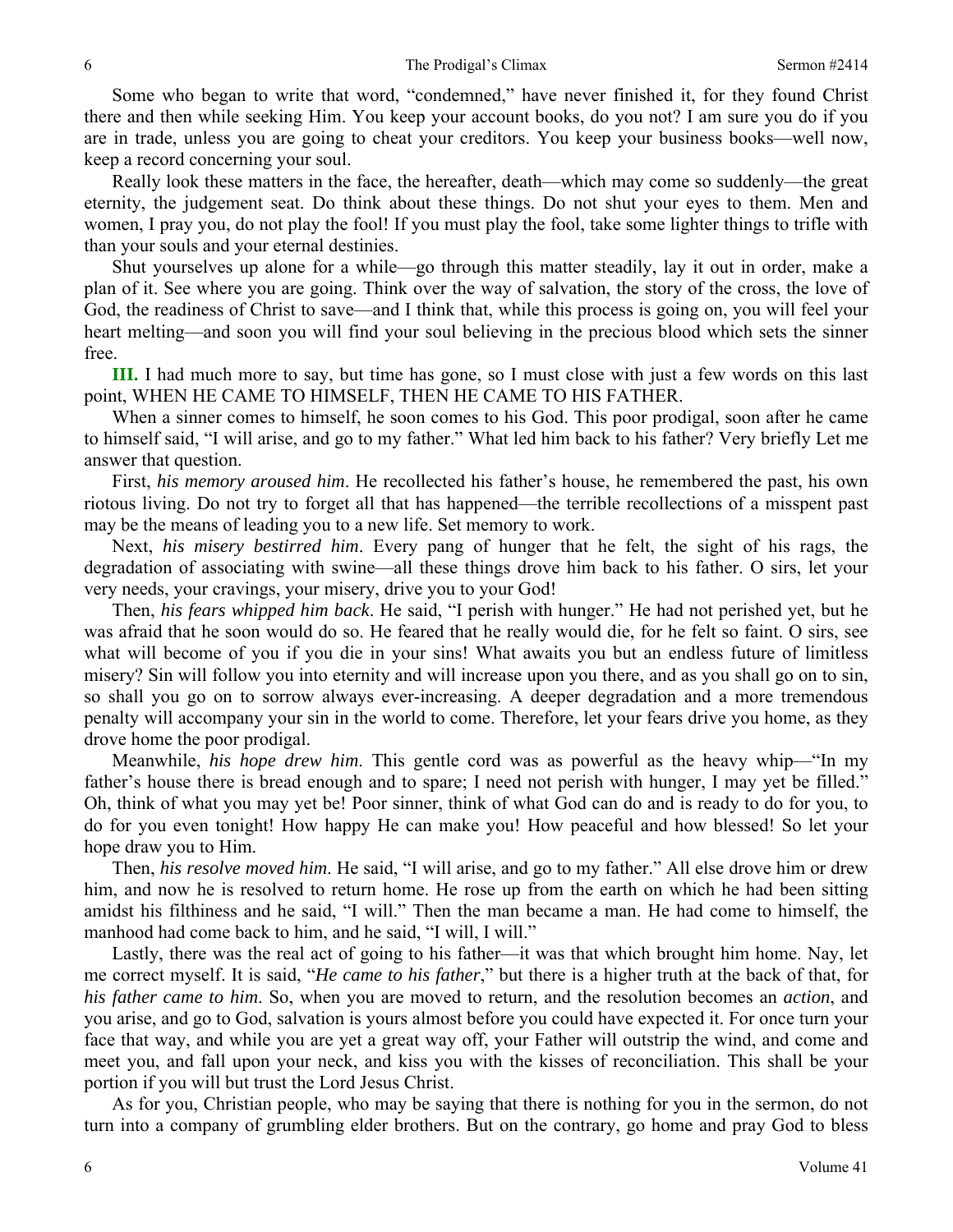Some who began to write that word, "condemned," have never finished it, for they found Christ there and then while seeking Him. You keep your account books, do you not? I am sure you do if you are in trade, unless you are going to cheat your creditors. You keep your business books—well now, keep a record concerning your soul.

Really look these matters in the face, the hereafter, death—which may come so suddenly—the great eternity, the judgement seat. Do think about these things. Do not shut your eyes to them. Men and women, I pray you, do not play the fool! If you must play the fool, take some lighter things to trifle with than your souls and your eternal destinies.

Shut yourselves up alone for a while—go through this matter steadily, lay it out in order, make a plan of it. See where you are going. Think over the way of salvation, the story of the cross, the love of God, the readiness of Christ to save—and I think that, while this process is going on, you will feel your heart melting—and soon you will find your soul believing in the precious blood which sets the sinner free.

**III.** I had much more to say, but time has gone, so I must close with just a few words on this last point, WHEN HE CAME TO HIMSELF, THEN HE CAME TO HIS FATHER.

When a sinner comes to himself, he soon comes to his God. This poor prodigal, soon after he came to himself said, "I will arise, and go to my father." What led him back to his father? Very briefly Let me answer that question.

First, *his memory aroused him*. He recollected his father's house, he remembered the past, his own riotous living. Do not try to forget all that has happened—the terrible recollections of a misspent past may be the means of leading you to a new life. Set memory to work.

Next, *his misery bestirred him*. Every pang of hunger that he felt, the sight of his rags, the degradation of associating with swine—all these things drove him back to his father. O sirs, let your very needs, your cravings, your misery, drive you to your God!

Then, *his fears whipped him back*. He said, "I perish with hunger." He had not perished yet, but he was afraid that he soon would do so. He feared that he really would die, for he felt so faint. O sirs, see what will become of you if you die in your sins! What awaits you but an endless future of limitless misery? Sin will follow you into eternity and will increase upon you there, and as you shall go on to sin, so shall you go on to sorrow always ever-increasing. A deeper degradation and a more tremendous penalty will accompany your sin in the world to come. Therefore, let your fears drive you home, as they drove home the poor prodigal.

Meanwhile, *his hope drew him*. This gentle cord was as powerful as the heavy whip—"In my father's house there is bread enough and to spare; I need not perish with hunger, I may yet be filled." Oh, think of what you may yet be! Poor sinner, think of what God can do and is ready to do for you, to do for you even tonight! How happy He can make you! How peaceful and how blessed! So let your hope draw you to Him.

Then, *his resolve moved him*. He said, "I will arise, and go to my father." All else drove him or drew him, and now he is resolved to return home. He rose up from the earth on which he had been sitting amidst his filthiness and he said, "I will." Then the man became a man. He had come to himself, the manhood had come back to him, and he said, "I will, I will."

Lastly, there was the real act of going to his father—it was that which brought him home. Nay, let me correct myself. It is said, "*He came to his father*," but there is a higher truth at the back of that, for *his father came to him*. So, when you are moved to return, and the resolution becomes an *action*, and you arise, and go to God, salvation is yours almost before you could have expected it. For once turn your face that way, and while you are yet a great way off, your Father will outstrip the wind, and come and meet you, and fall upon your neck, and kiss you with the kisses of reconciliation. This shall be your portion if you will but trust the Lord Jesus Christ.

As for you, Christian people, who may be saying that there is nothing for you in the sermon, do not turn into a company of grumbling elder brothers. But on the contrary, go home and pray God to bless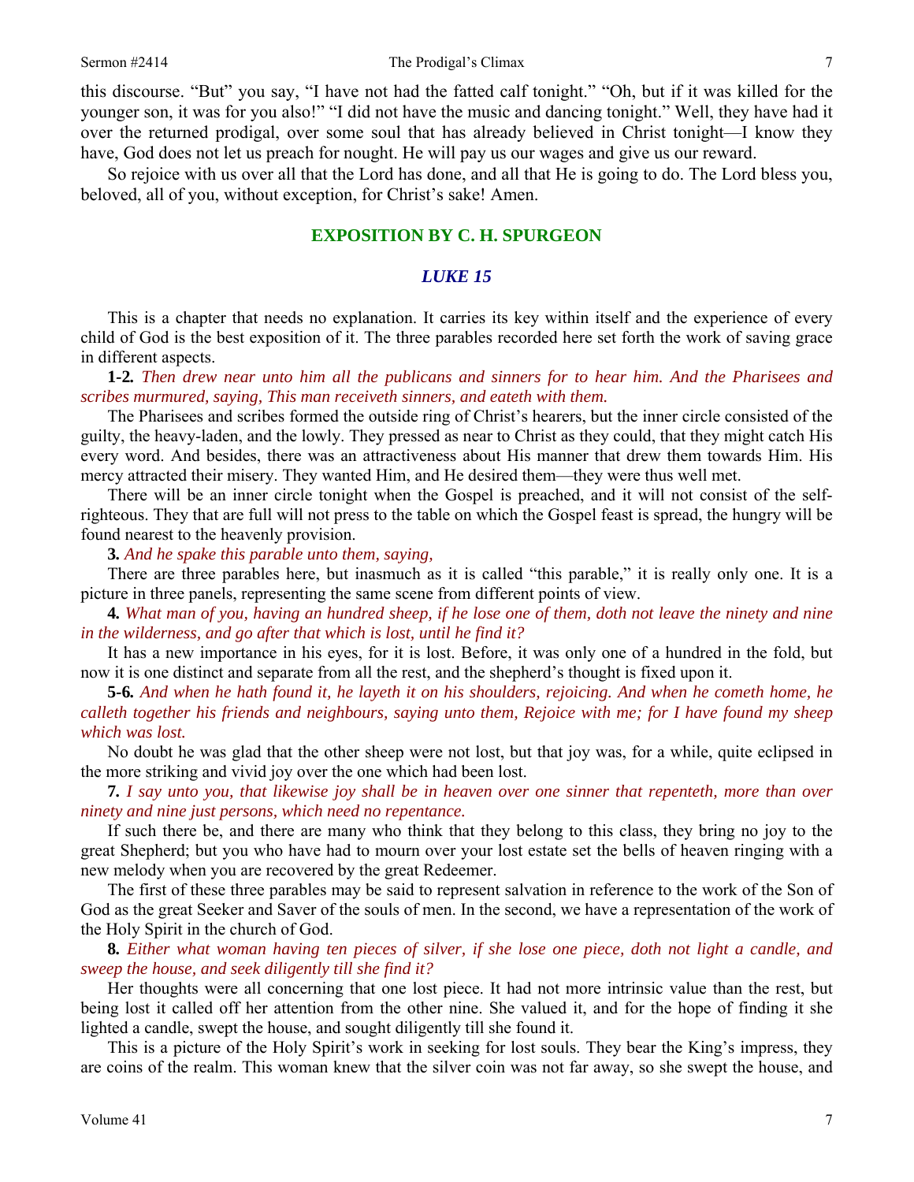this discourse. "But" you say, "I have not had the fatted calf tonight." "Oh, but if it was killed for the younger son, it was for you also!" "I did not have the music and dancing tonight." Well, they have had it over the returned prodigal, over some soul that has already believed in Christ tonight—I know they have, God does not let us preach for nought. He will pay us our wages and give us our reward.

So rejoice with us over all that the Lord has done, and all that He is going to do. The Lord bless you, beloved, all of you, without exception, for Christ's sake! Amen.

## EXPOSITION BY C. H. SPURGEON

### *LUKE 15*

This is a chapter that needs no explanation. It carries its key within itself and the experience of every child of God is the best exposition of it. The three parables recorded here set forth the work of saving grace in different aspects.

**1-2.** *Then drew near unto him all the publicans and sinners for to hear him. And the Pharisees and scribes murmured, saying, This man receiveth sinners, and eateth with them.*

The Pharisees and scribes formed the outside ring of Christ's hearers, but the inner circle consisted of the guilty, the heavy-laden, and the lowly. They pressed as near to Christ as they could, that they might catch His every word. And besides, there was an attractiveness about His manner that drew them towards Him. His mercy attracted their misery. They wanted Him, and He desired them—they were thus well met.

There will be an inner circle tonight when the Gospel is preached, and it will not consist of the self-righteous. They that are full will not press to the table on which the Gospel feast is spread, the hungry will be found nearest to the heavenly provision.

**3.** *And he spake this parable unto them, saying,*

There are three parables here, but inasmuch as it is called "this parable," it is really only one. It is a picture in three panels, representing the same scene from different points of view.

**4.** *What man of you, having an hundred sheep, if he lose one of them, doth not leave the ninety and nine in the wilderness, and go after that which is lost, until he find it?*

It has a new importance in his eyes, for it is lost. Before, it was only one of a hundred in the fold, but now it is one distinct and separate from all the rest, and the shepherd's thought is fixed upon it.

**5-6.** *And when he hath found it, he layeth it on his shoulders, rejoicing. And when he cometh home, he calleth together his friends and neighbours, saying unto them, Rejoice with me; for I have found my sheep which was lost.*

No doubt he was glad that the other sheep were not lost, but that joy was, for a while, quite eclipsed in the more striking and vivid joy over the one which had been lost.

**7.** *I say unto you, that likewise joy shall be in heaven over one sinner that repenteth, more than over ninety and nine just persons, which need no repentance.*

If such there be, and there are many who think that they belong to this class, they bring no joy to the great Shepherd; but you who have had to mourn over your lost estate set the bells of heaven ringing with a new melody when you are recovered by the great Redeemer.

The first of these three parables may be said to represent salvation in reference to the work of the Son of God as the great Seeker and Saver of the souls of men. In the second, we have a representation of the work of the Holy Spirit in the church of God.

**8.** *Either what woman having ten pieces of silver, if she lose one piece, doth not light a candle, and sweep the house, and seek diligently till she find it?*

Her thoughts were all concerning that one lost piece. It had not more intrinsic value than the rest, but being lost it called off her attention from the other nine. She valued it, and for the hope of finding it she lighted a candle, swept the house, and sought diligently till she found it.

This is a picture of the Holy Spirit's work in seeking for lost souls. They bear the King's impress, they are coins of the realm. This woman knew that the silver coin was not far away, so she swept the house, and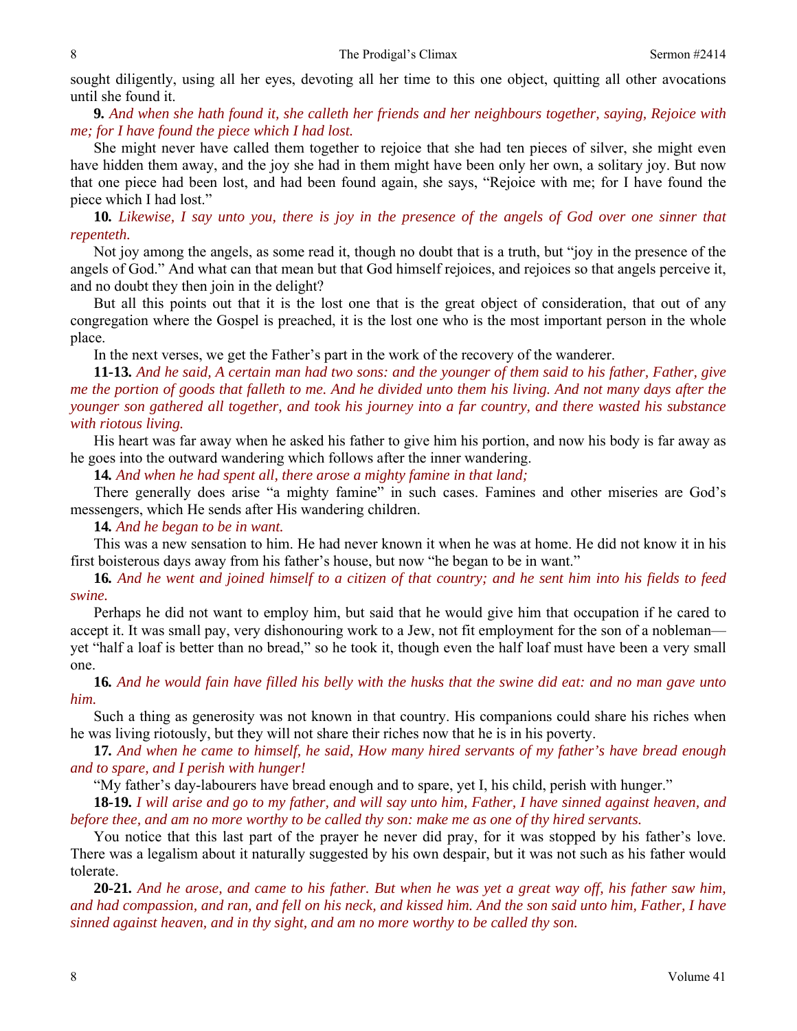sought diligently, using all her eyes, devoting all her time to this one object, quitting all other avocations until she found it.

**9.** *And when she hath found it, she calleth her friends and her neighbours together, saying, Rejoice with me; for I have found the piece which I had lost.*

She might never have called them together to rejoice that she had ten pieces of silver, she might even have hidden them away, and the joy she had in them might have been only her own, a solitary joy. But now that one piece had been lost, and had been found again, she says, "Rejoice with me; for I have found the piece which I had lost."

**10.** *Likewise, I say unto you, there is joy in the presence of the angels of God over one sinner that repenteth.*

Not joy among the angels, as some read it, though no doubt that is a truth, but "joy in the presence of the angels of God." And what can that mean but that God himself rejoices, and rejoices so that angels perceive it, and no doubt they then join in the delight?

But all this points out that it is the lost one that is the great object of consideration, that out of any congregation where the Gospel is preached, it is the lost one who is the most important person in the whole place.

In the next verses, we get the Father's part in the work of the recovery of the wanderer.

**11-13.** *And he said, A certain man had two sons: and the younger of them said to his father, Father, give me the portion of goods that falleth to me. And he divided unto them his living. And not many days after the younger son gathered all together, and took his journey into a far country, and there wasted his substance with riotous living.*

His heart was far away when he asked his father to give him his portion, and now his body is far away as he goes into the outward wandering which follows after the inner wandering.

**14.** *And when he had spent all, there arose a mighty famine in that land;*

There generally does arise "a mighty famine" in such cases. Famines and other miseries are God's messengers, which He sends after His wandering children.

**14.** *And he began to be in want.*

This was a new sensation to him. He had never known it when he was at home. He did not know it in his first boisterous days away from his father's house, but now "he began to be in want."

**16.** *And he went and joined himself to a citizen of that country; and he sent him into his fields to feed swine.*

Perhaps he did not want to employ him, but said that he would give him that occupation if he cared to accept it. It was small pay, very dishonouring work to a Jew, not fit employment for the son of a nobleman—yet "half a loaf is better than no bread," so he took it, though even the half loaf must have been a very small one.

**16.** *And he would fain have filled his belly with the husks that the swine did eat: and no man gave unto him.*

Such a thing as generosity was not known in that country. His companions could share his riches when he was living riotously, but they will not share their riches now that he is in his poverty.

**17.** *And when he came to himself, he said, How many hired servants of my father's have bread enough and to spare, and I perish with hunger!*

"My father's day-labourers have bread enough and to spare, yet I, his child, perish with hunger."

**18-19.** *I will arise and go to my father, and will say unto him, Father, I have sinned against heaven, and before thee, and am no more worthy to be called thy son: make me as one of thy hired servants.*

You notice that this last part of the prayer he never did pray, for it was stopped by his father's love. There was a legalism about it naturally suggested by his own despair, but it was not such as his father would tolerate.

**20-21.** *And he arose, and came to his father. But when he was yet a great way off, his father saw him, and had compassion, and ran, and fell on his neck, and kissed him. And the son said unto him, Father, I have sinned against heaven, and in thy sight, and am no more worthy to be called thy son.*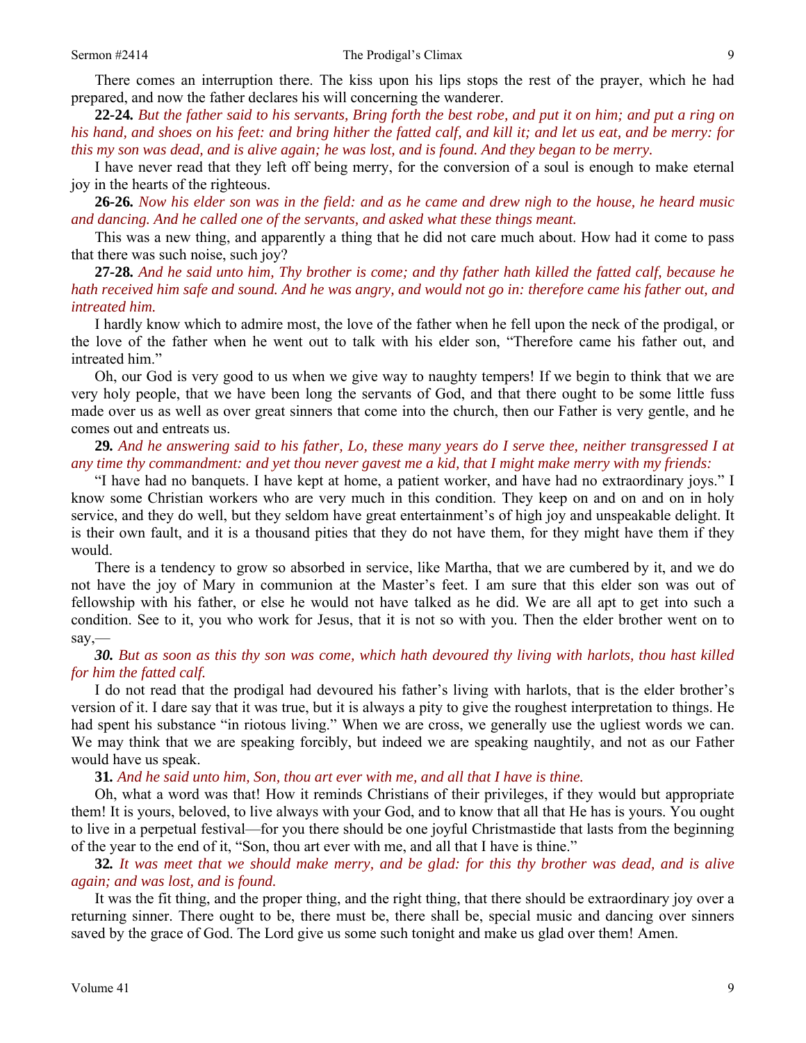There comes an interruption there. The kiss upon his lips stops the rest of the prayer, which he had prepared, and now the father declares his will concerning the wanderer.

**22-24.** *But the father said to his servants, Bring forth the best robe, and put it on him; and put a ring on his hand, and shoes on his feet: and bring hither the fatted calf, and kill it; and let us eat, and be merry: for this my son was dead, and is alive again; he was lost, and is found. And they began to be merry.*

I have never read that they left off being merry, for the conversion of a soul is enough to make eternal joy in the hearts of the righteous.

**26-26.** *Now his elder son was in the field: and as he came and drew nigh to the house, he heard music and dancing. And he called one of the servants, and asked what these things meant.*

This was a new thing, and apparently a thing that he did not care much about. How had it come to pass that there was such noise, such joy?

**27-28.** *And he said unto him, Thy brother is come; and thy father hath killed the fatted calf, because he hath received him safe and sound. And he was angry, and would not go in: therefore came his father out, and intreated him.*

I hardly know which to admire most, the love of the father when he fell upon the neck of the prodigal, or the love of the father when he went out to talk with his elder son, "Therefore came his father out, and intreated him."

Oh, our God is very good to us when we give way to naughty tempers! If we begin to think that we are very holy people, that we have been long the servants of God, and that there ought to be some little fuss made over us as well as over great sinners that come into the church, then our Father is very gentle, and he comes out and entreats us.

**29.** *And he answering said to his father, Lo, these many years do I serve thee, neither transgressed I at any time thy commandment: and yet thou never gavest me a kid, that I might make merry with my friends:*

"I have had no banquets. I have kept at home, a patient worker, and have had no extraordinary joys." I know some Christian workers who are very much in this condition. They keep on and on and on in holy service, and they do well, but they seldom have great entertainment's of high joy and unspeakable delight. It is their own fault, and it is a thousand pities that they do not have them, for they might have them if they would.

There is a tendency to grow so absorbed in service, like Martha, that we are cumbered by it, and we do not have the joy of Mary in communion at the Master's feet. I am sure that this elder son was out of fellowship with his father, or else he would not have talked as he did. We are all apt to get into such a condition. See to it, you who work for Jesus, that it is not so with you. Then the elder brother went on to say,—

***30.*** *But as soon as this thy son was come, which hath devoured thy living with harlots, thou hast killed for him the fatted calf.*

I do not read that the prodigal had devoured his father's living with harlots, that is the elder brother's version of it. I dare say that it was true, but it is always a pity to give the roughest interpretation to things. He had spent his substance "in riotous living." When we are cross, we generally use the ugliest words we can. We may think that we are speaking forcibly, but indeed we are speaking naughtily, and not as our Father would have us speak.

**31.** *And he said unto him, Son, thou art ever with me, and all that I have is thine.*

Oh, what a word was that! How it reminds Christians of their privileges, if they would but appropriate them! It is yours, beloved, to live always with your God, and to know that all that He has is yours. You ought to live in a perpetual festival—for you there should be one joyful Christmastide that lasts from the beginning of the year to the end of it, "Son, thou art ever with me, and all that I have is thine."

**32.** *It was meet that we should make merry, and be glad: for this thy brother was dead, and is alive again; and was lost, and is found.*

It was the fit thing, and the proper thing, and the right thing, that there should be extraordinary joy over a returning sinner. There ought to be, there must be, there shall be, special music and dancing over sinners saved by the grace of God. The Lord give us some such tonight and make us glad over them! Amen.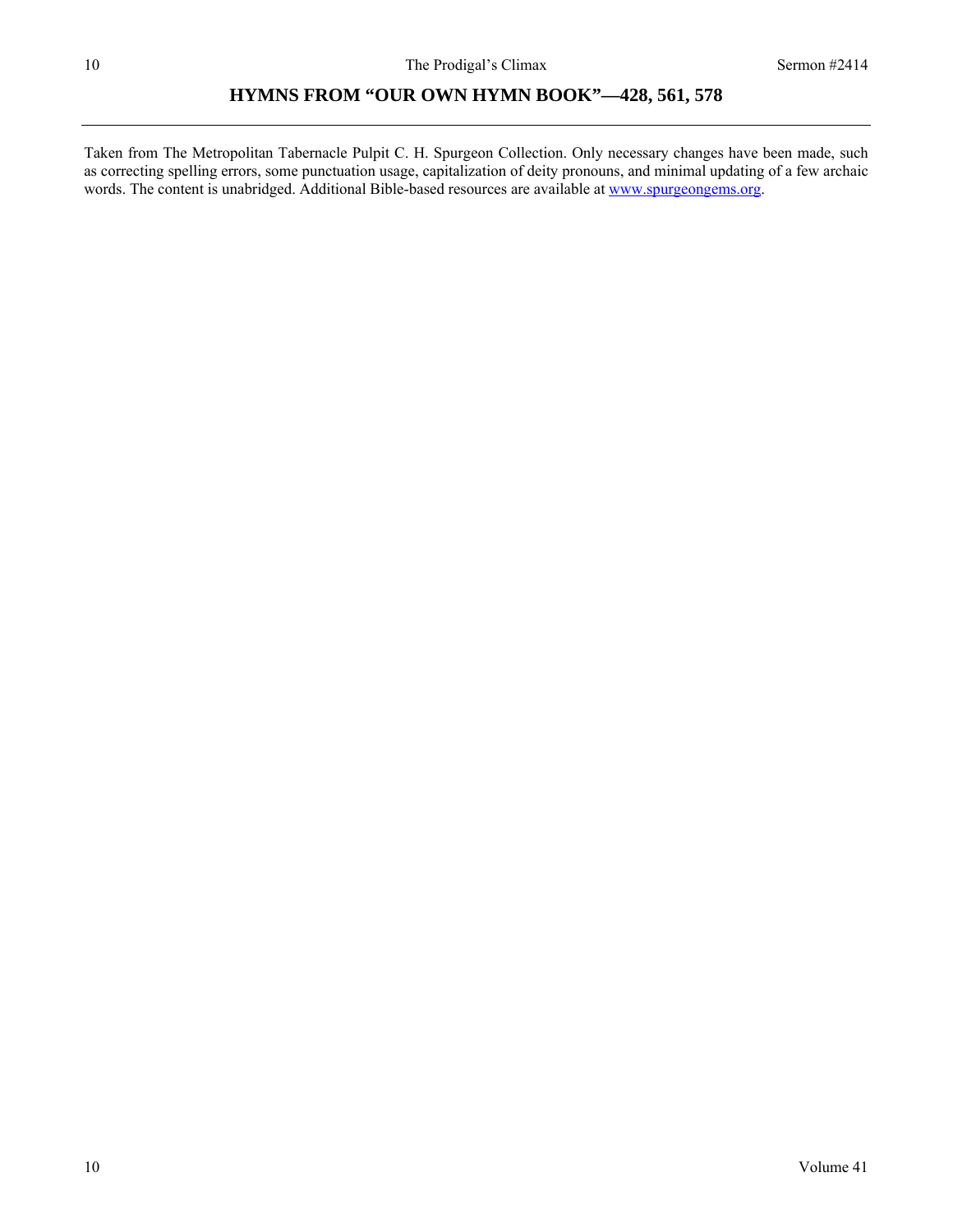## HYMNS FROM "OUR OWN HYMN BOOK"—428, 561, 578

---

Taken from The Metropolitan Tabernacle Pulpit C. H. Spurgeon Collection. Only necessary changes have been made, such as correcting spelling errors, some punctuation usage, capitalization of deity pronouns, and minimal updating of a few archaic words. The content is unabridged. Additional Bible-based resources are available at [www.spurgeongems.org](http://www.spurgeongems.org).